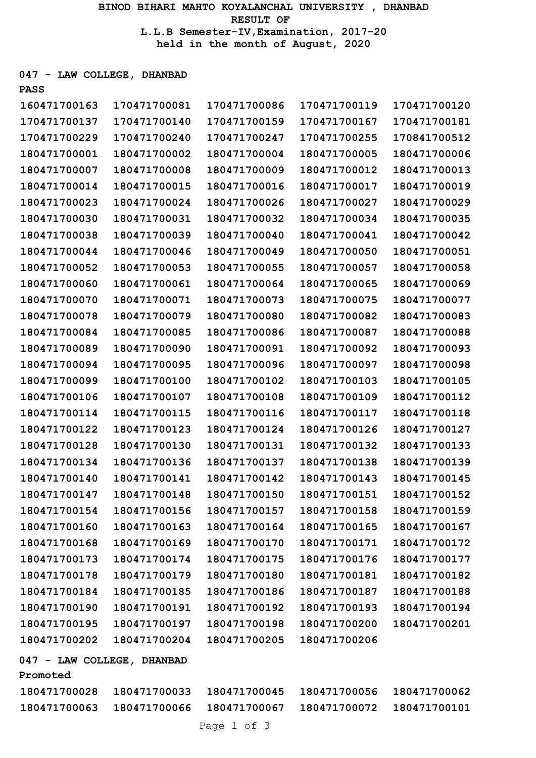# BINOD BIHARI MAHTO KOYALANCHAL UNIVERSITY , DHANBAD

## RESULT OF

## L.L.B Semester-IV,Examination, 2017-20

## held in the month of August, 2020

**047 - LAW COLLEGE, DHANBAD**

**PASS**

| | | | | |
|---|---|---|---|---|
| 160471700163 | 170471700081 | 170471700086 | 170471700119 | 170471700120 |
| 170471700137 | 170471700140 | 170471700159 | 170471700167 | 170471700181 |
| 170471700229 | 170471700240 | 170471700247 | 170471700255 | 170841700512 |
| 180471700001 | 180471700002 | 180471700004 | 180471700005 | 180471700006 |
| 180471700007 | 180471700008 | 180471700009 | 180471700012 | 180471700013 |
| 180471700014 | 180471700015 | 180471700016 | 180471700017 | 180471700019 |
| 180471700023 | 180471700024 | 180471700026 | 180471700027 | 180471700029 |
| 180471700030 | 180471700031 | 180471700032 | 180471700034 | 180471700035 |
| 180471700038 | 180471700039 | 180471700040 | 180471700041 | 180471700042 |
| 180471700044 | 180471700046 | 180471700049 | 180471700050 | 180471700051 |
| 180471700052 | 180471700053 | 180471700055 | 180471700057 | 180471700058 |
| 180471700060 | 180471700061 | 180471700064 | 180471700065 | 180471700069 |
| 180471700070 | 180471700071 | 180471700073 | 180471700075 | 180471700077 |
| 180471700078 | 180471700079 | 180471700080 | 180471700082 | 180471700083 |
| 180471700084 | 180471700085 | 180471700086 | 180471700087 | 180471700088 |
| 180471700089 | 180471700090 | 180471700091 | 180471700092 | 180471700093 |
| 180471700094 | 180471700095 | 180471700096 | 180471700097 | 180471700098 |
| 180471700099 | 180471700100 | 180471700102 | 180471700103 | 180471700105 |
| 180471700106 | 180471700107 | 180471700108 | 180471700109 | 180471700112 |
| 180471700114 | 180471700115 | 180471700116 | 180471700117 | 180471700118 |
| 180471700122 | 180471700123 | 180471700124 | 180471700126 | 180471700127 |
| 180471700128 | 180471700130 | 180471700131 | 180471700132 | 180471700133 |
| 180471700134 | 180471700136 | 180471700137 | 180471700138 | 180471700139 |
| 180471700140 | 180471700141 | 180471700142 | 180471700143 | 180471700145 |
| 180471700147 | 180471700148 | 180471700150 | 180471700151 | 180471700152 |
| 180471700154 | 180471700156 | 180471700157 | 180471700158 | 180471700159 |
| 180471700160 | 180471700163 | 180471700164 | 180471700165 | 180471700167 |
| 180471700168 | 180471700169 | 180471700170 | 180471700171 | 180471700172 |
| 180471700173 | 180471700174 | 180471700175 | 180471700176 | 180471700177 |
| 180471700178 | 180471700179 | 180471700180 | 180471700181 | 180471700182 |
| 180471700184 | 180471700185 | 180471700186 | 180471700187 | 180471700188 |
| 180471700190 | 180471700191 | 180471700192 | 180471700193 | 180471700194 |
| 180471700195 | 180471700197 | 180471700198 | 180471700200 | 180471700201 |
| 180471700202 | 180471700204 | 180471700205 | 180471700206 | |

**047 - LAW COLLEGE, DHANBAD**

**Promoted**

| | | | | |
|---|---|---|---|---|
| 180471700028 | 180471700033 | 180471700045 | 180471700056 | 180471700062 |
| 180471700063 | 180471700066 | 180471700067 | 180471700072 | 180471700101 |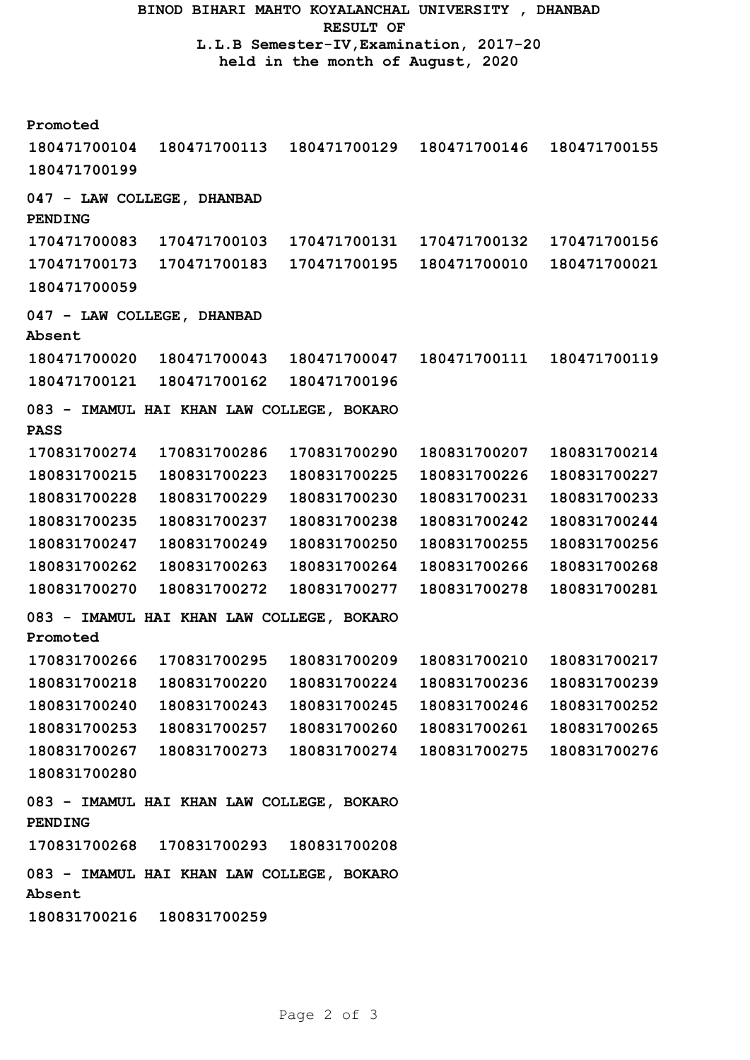**BINOD BIHARI MAHTO KOYALANCHAL UNIVERSITY , DHANBAD**
**RESULT OF**
**L.L.B Semester-IV,Examination, 2017-20**
**held in the month of August, 2020**

**Promoted**

180471700104 180471700113 180471700129 180471700146 180471700155
180471700199

**047 - LAW COLLEGE, DHANBAD**
**PENDING**

170471700083 170471700103 170471700131 170471700132 170471700156
170471700173 170471700183 170471700195 180471700010 180471700021
180471700059

**047 - LAW COLLEGE, DHANBAD**
**Absent**

180471700020 180471700043 180471700047 180471700111 180471700119
180471700121 180471700162 180471700196

**083 - IMAMUL HAI KHAN LAW COLLEGE, BOKARO**
**PASS**

170831700274 170831700286 170831700290 180831700207 180831700214
180831700215 180831700223 180831700225 180831700226 180831700227
180831700228 180831700229 180831700230 180831700231 180831700233
180831700235 180831700237 180831700238 180831700242 180831700244
180831700247 180831700249 180831700250 180831700255 180831700256
180831700262 180831700263 180831700264 180831700266 180831700268
180831700270 180831700272 180831700277 180831700278 180831700281

**083 - IMAMUL HAI KHAN LAW COLLEGE, BOKARO**
**Promoted**

170831700266 170831700295 180831700209 180831700210 180831700217
180831700218 180831700220 180831700224 180831700236 180831700239
180831700240 180831700243 180831700245 180831700246 180831700252
180831700253 180831700257 180831700260 180831700261 180831700265
180831700267 180831700273 180831700274 180831700275 180831700276
180831700280

**083 - IMAMUL HAI KHAN LAW COLLEGE, BOKARO**
**PENDING**

170831700268 170831700293 180831700208

**083 - IMAMUL HAI KHAN LAW COLLEGE, BOKARO**
**Absent**

180831700216 180831700259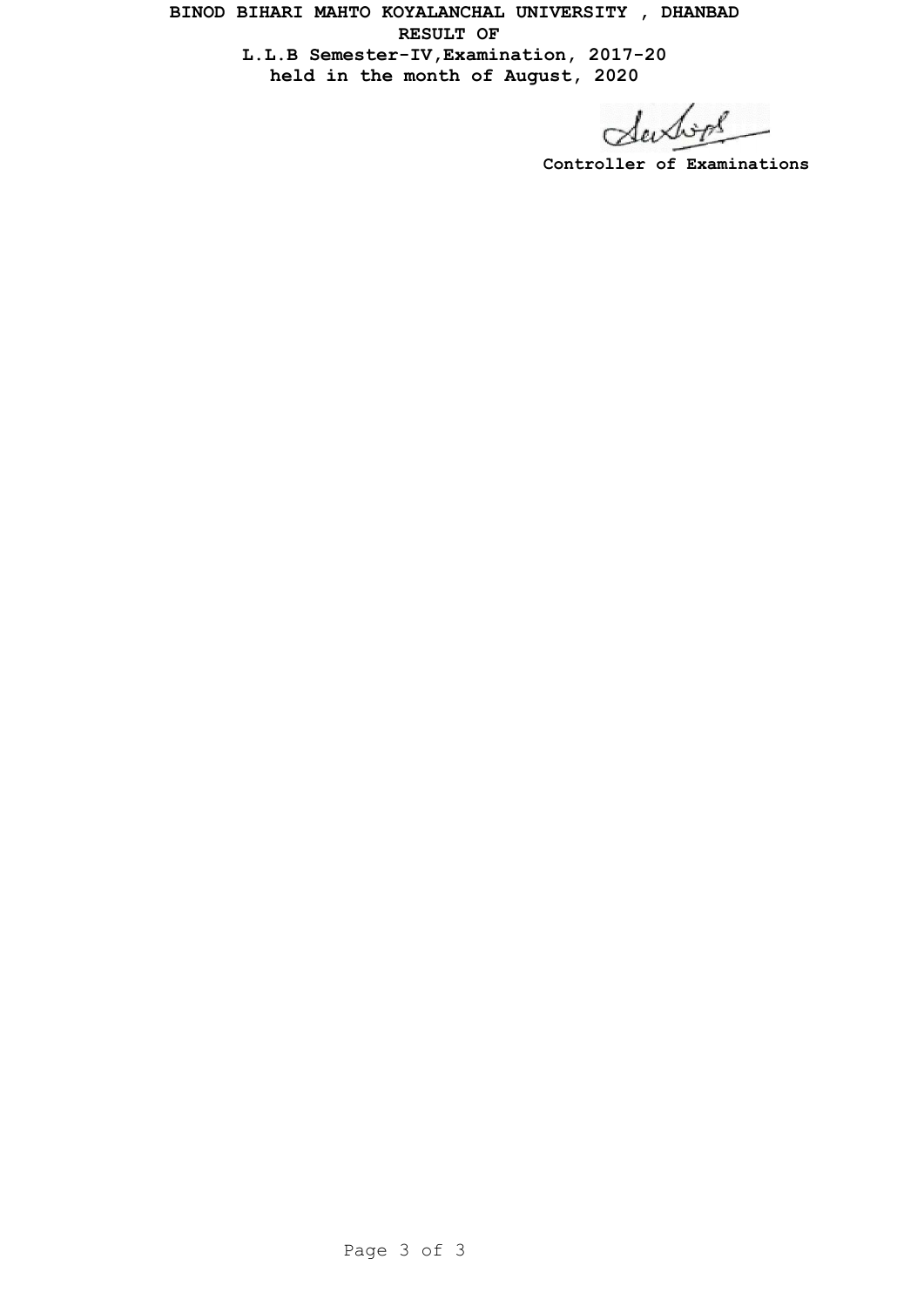**BINOD BIHARI MAHTO KOYALANCHAL UNIVERSITY , DHANBAD**

**RESULT OF**

**L.L.B Semester-IV,Examination, 2017-20**

**held in the month of August, 2020**

**Controller of Examinations**